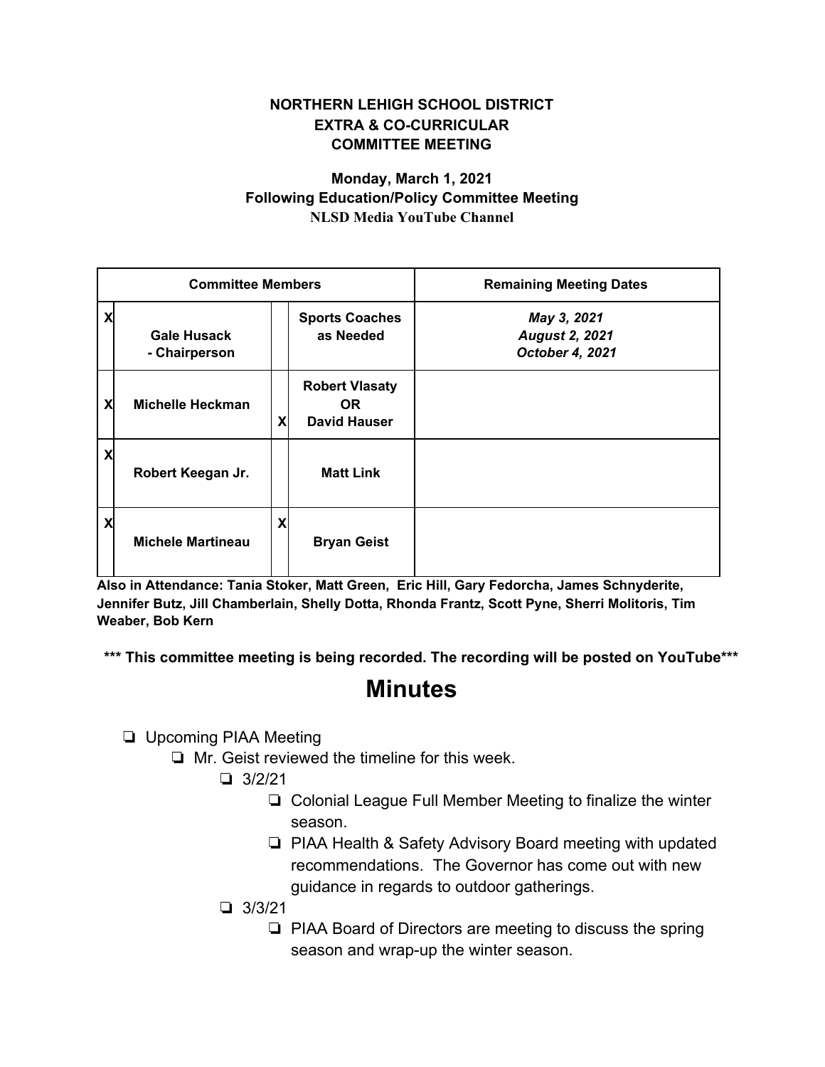**NORTHERN LEHIGH SCHOOL DISTRICT**
**EXTRA & CO-CURRICULAR**
**COMMITTEE MEETING**

**Monday, March 1, 2021**
**Following Education/Policy Committee Meeting**
**NLSD Media YouTube Channel**

| Committee Members | | | | Remaining Meeting Dates |
|---|---|---|---|---|
| X | Gale Husack - Chairperson | | Sports Coaches as Needed | *May 3, 2021* *August 2, 2021* *October 4, 2021* |
| X | Michelle Heckman | X | Robert Vlasaty OR David Hauser | |
| X | Robert Keegan Jr. | | Matt Link | |
| X | Michele Martineau | X | Bryan Geist | |

**Also in Attendance: Tania Stoker, Matt Green, Eric Hill, Gary Fedorcha, James Schnyderite, Jennifer Butz, Jill Chamberlain, Shelly Dotta, Rhonda Frantz, Scott Pyne, Sherri Molitoris, Tim Weaber, Bob Kern**

**\*\*\* This committee meeting is being recorded. The recording will be posted on YouTube\*\*\***

# Minutes

- Upcoming PIAA Meeting
  - Mr. Geist reviewed the timeline for this week.
    - 3/2/21
      - Colonial League Full Member Meeting to finalize the winter season.
      - PIAA Health & Safety Advisory Board meeting with updated recommendations. The Governor has come out with new guidance in regards to outdoor gatherings.
    - 3/3/21
      - PIAA Board of Directors are meeting to discuss the spring season and wrap-up the winter season.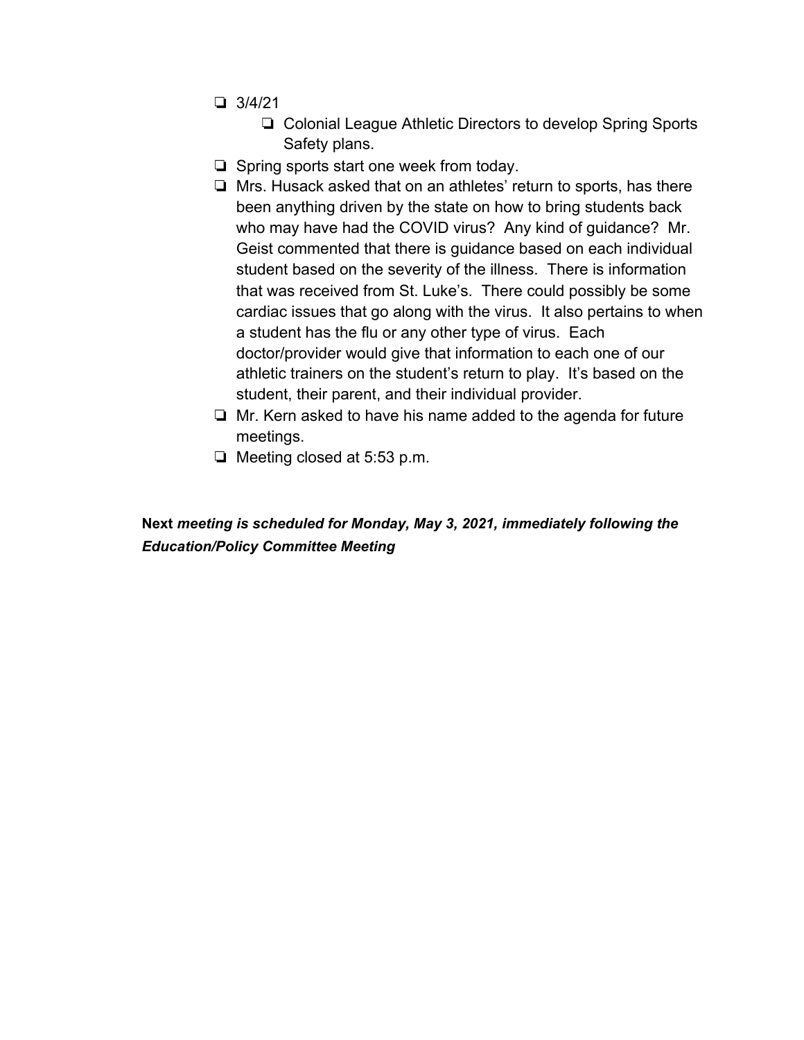- 3/4/21
    - Colonial League Athletic Directors to develop Spring Sports Safety plans.
- Spring sports start one week from today.
- Mrs. Husack asked that on an athletes' return to sports, has there been anything driven by the state on how to bring students back who may have had the COVID virus? Any kind of guidance? Mr. Geist commented that there is guidance based on each individual student based on the severity of the illness. There is information that was received from St. Luke's. There could possibly be some cardiac issues that go along with the virus. It also pertains to when a student has the flu or any other type of virus. Each doctor/provider would give that information to each one of our athletic trainers on the student's return to play. It's based on the student, their parent, and their individual provider.
- Mr. Kern asked to have his name added to the agenda for future meetings.
- Meeting closed at 5:53 p.m.

**Next** ***meeting is scheduled for Monday, May 3, 2021, immediately following the Education/Policy Committee Meeting***